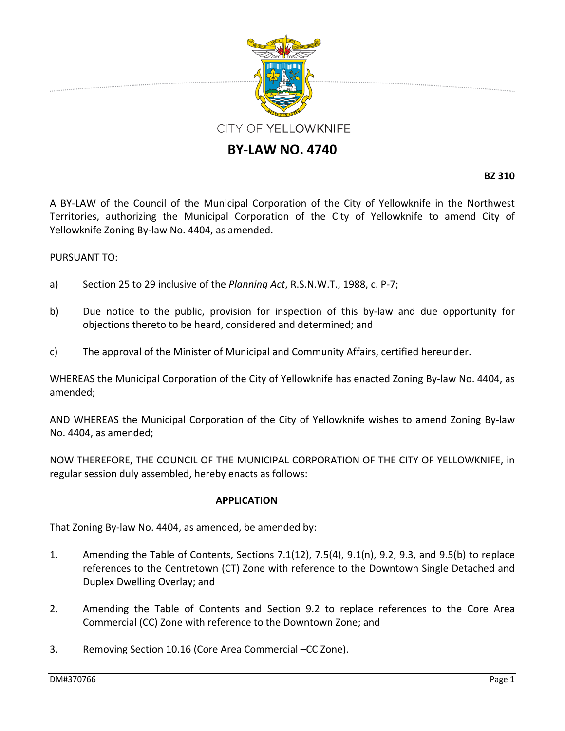CITY OF YELLOWKNIFE

# BY-LAW NO. 4740

**BZ 310**

A BY-LAW of the Council of the Municipal Corporation of the City of Yellowknife in the Northwest Territories, authorizing the Municipal Corporation of the City of Yellowknife to amend City of Yellowknife Zoning By-law No. 4404, as amended.

PURSUANT TO:

a) Section 25 to 29 inclusive of the *Planning Act*, R.S.N.W.T., 1988, c. P-7;

b) Due notice to the public, provision for inspection of this by-law and due opportunity for objections thereto to be heard, considered and determined; and

c) The approval of the Minister of Municipal and Community Affairs, certified hereunder.

WHEREAS the Municipal Corporation of the City of Yellowknife has enacted Zoning By-law No. 4404, as amended;

AND WHEREAS the Municipal Corporation of the City of Yellowknife wishes to amend Zoning By-law No. 4404, as amended;

NOW THEREFORE, THE COUNCIL OF THE MUNICIPAL CORPORATION OF THE CITY OF YELLOWKNIFE, in regular session duly assembled, hereby enacts as follows:

## APPLICATION

That Zoning By-law No. 4404, as amended, be amended by:

1. Amending the Table of Contents, Sections 7.1(12), 7.5(4), 9.1(n), 9.2, 9.3, and 9.5(b) to replace references to the Centretown (CT) Zone with reference to the Downtown Single Detached and Duplex Dwelling Overlay; and

2. Amending the Table of Contents and Section 9.2 to replace references to the Core Area Commercial (CC) Zone with reference to the Downtown Zone; and

3. Removing Section 10.16 (Core Area Commercial –CC Zone).

DM#370766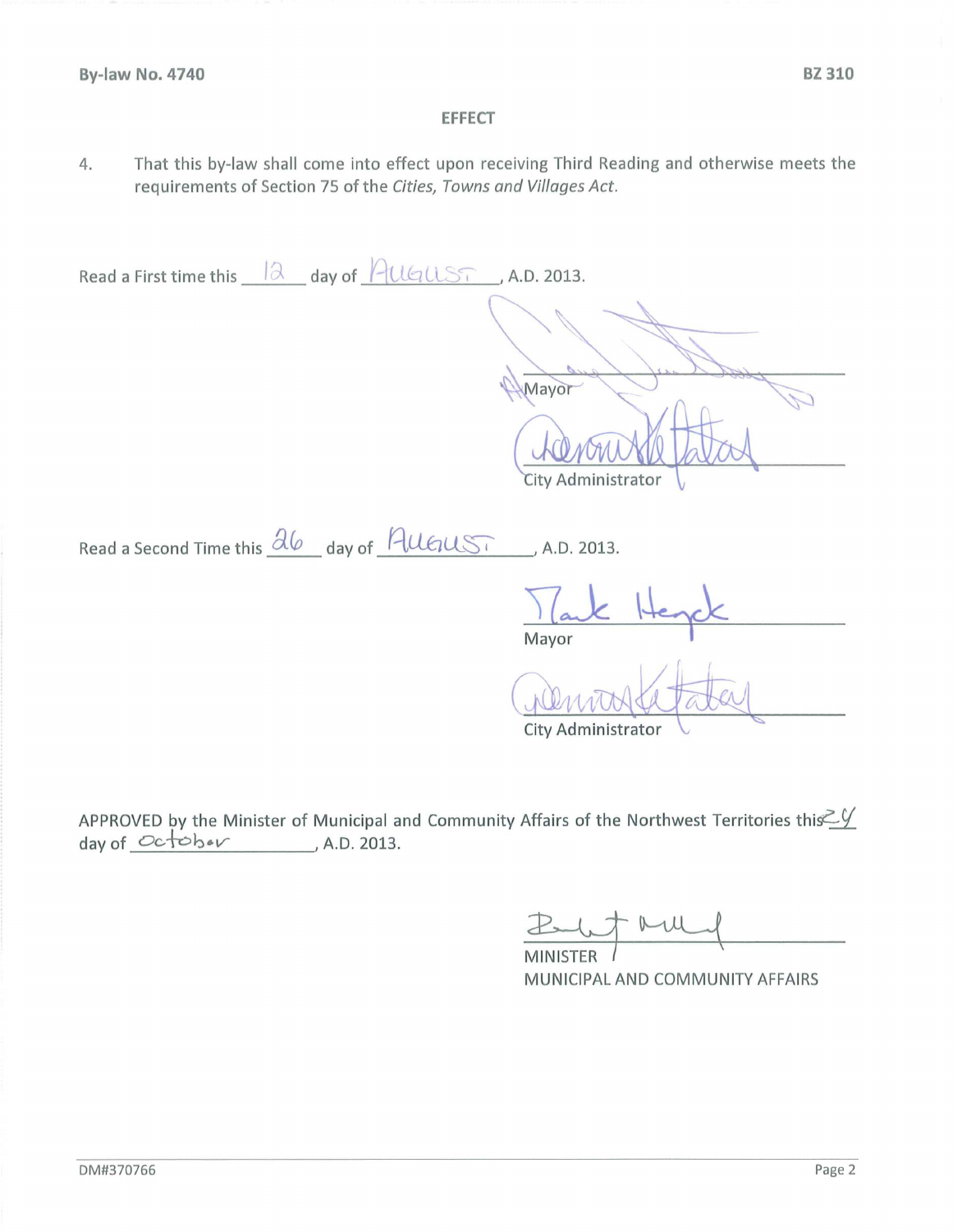By-law No. 4740 BZ 310

## EFFECT

4. That this by-law shall come into effect upon receiving Third Reading and otherwise meets the requirements of Section 75 of the *Cities, Towns and Villages Act*.

Read a First time this 12 day of AUGUST, A.D. 2013.

Mayor

City Administrator

Read a Second Time this 26 day of AUGUST, A.D. 2013.

Mayor

City Administrator

APPROVED by the Minister of Municipal and Community Affairs of the Northwest Territories this 24 day of October, A.D. 2013.

MINISTER
MUNICIPAL AND COMMUNITY AFFAIRS

DM#370766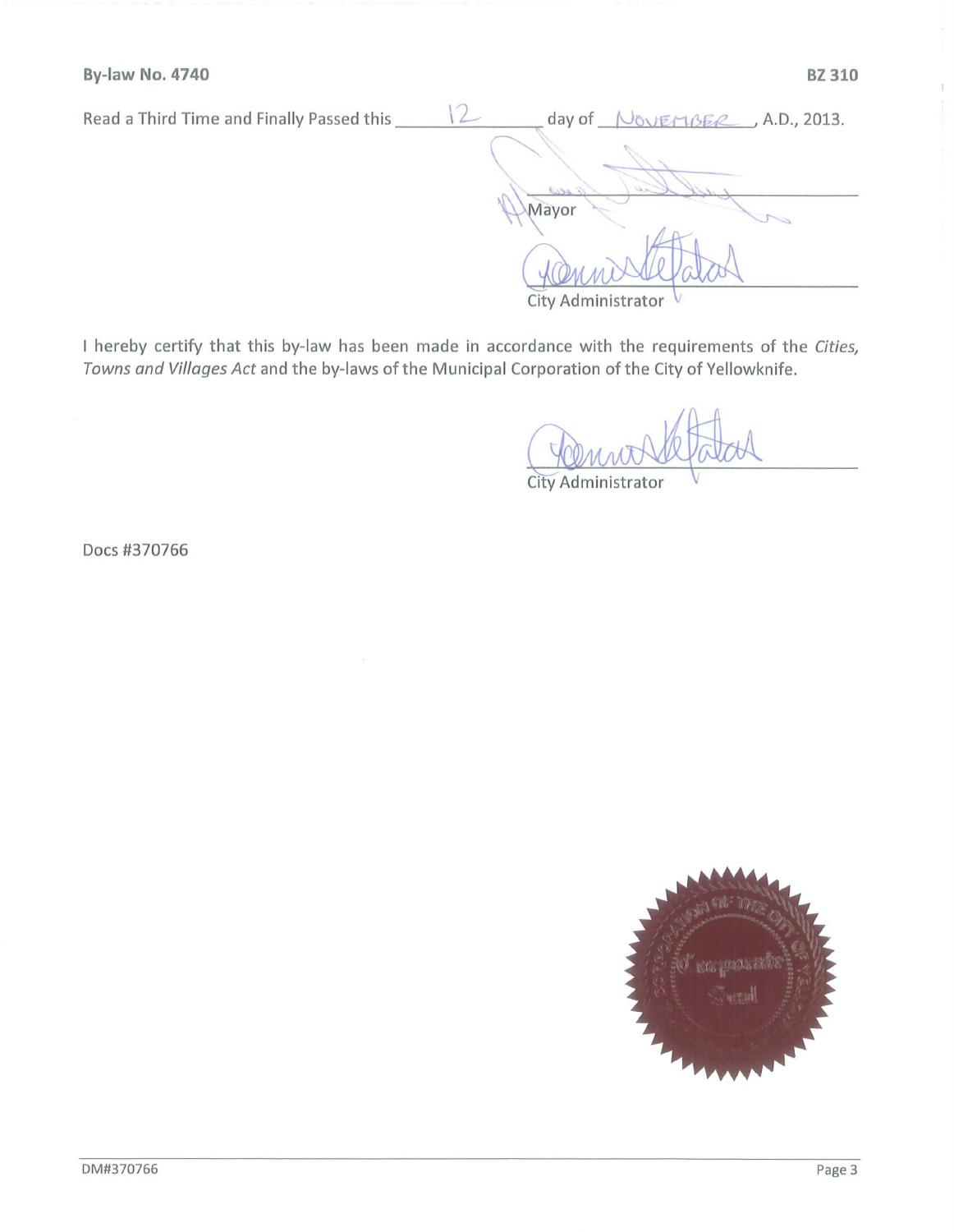By-law No. 4740

BZ 310

Read a Third Time and Finally Passed this 12 day of NOVEMBER, A.D., 2013.

Mayor

City Administrator

I hereby certify that this by-law has been made in accordance with the requirements of the *Cities, Towns and Villages Act* and the by-laws of the Municipal Corporation of the City of Yellowknife.

City Administrator

Docs #370766

DM#370766